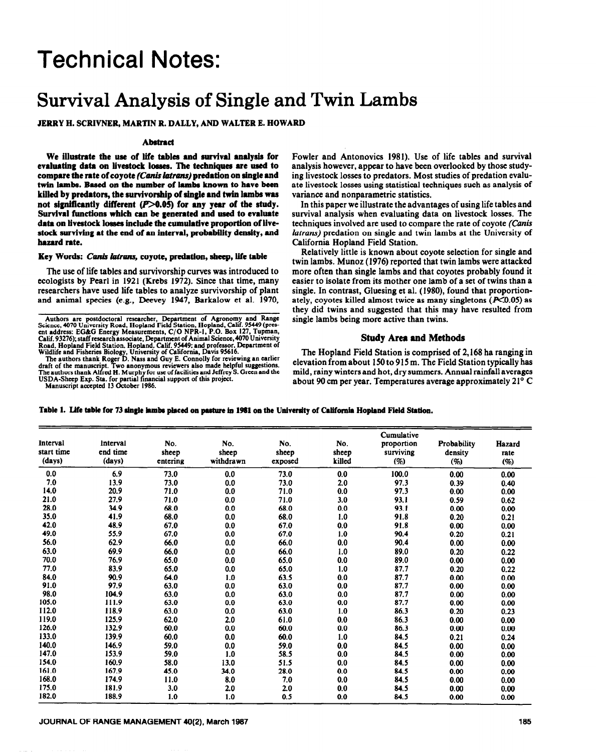# Technical Notes:

# Survival Analysis of Single and Twin Lambs

**JERRY H. SCRIVNER, MARTIN R. DALLY, AND WALTER E. HOWARD**

## Abstract

**We illustrate the use of life tables and survival analysis for evaluating data on livestock losses. The techniques are used to compare the rate of coyote *(Canis latrans)* predation on single and twin lambs. Based on the number of lambs known to have been killed by predators, the survivorship of single and twin lambs was not significantly different ($P>0.05$) for any year of the study. Survival functions which can be generated and used to evaluate data on livestock losses include the cumulative proportion of livestock surviving at the end of an interval, probability density, and hazard rate.**

**Key Words:** ***Canis latrans*, coyote, predation, sheep, life table**

The use of life tables and survivorship curves was introduced to ecologists by Pearl in 1921 (Krebs 1972). Since that time, many researchers have used life tables to analyze survivorship of plant and animal species (e.g., Deevey 1947, Barkalow et al. 1970, Fowler and Antonovics 1981). Use of life tables and survival analysis however, appear to have been overlooked by those studying livestock losses to predators. Most studies of predation evaluate livestock losses using statistical techniques such as analysis of variance and nonparametric statistics.

In this paper we illustrate the advantages of using life tables and survival analysis when evaluating data on livestock losses. The techniques involved are used to compare the rate of coyote *(Canis latrans)* predation on single and twin lambs at the University of California Hopland Field Station.

Relatively little is known about coyote selection for single and twin lambs. Munoz (1976) reported that twin lambs were attacked more often than single lambs and that coyotes probably found it easier to isolate from its mother one lamb of a set of twins than a single. In contrast, Gluesing et al. (1980), found that proportionately, coyotes killed almost twice as many singletons ($P<0.05$) as they did twins and suggested that this may have resulted from single lambs being more active than twins.

## Study Area and Methods

The Hopland Field Station is comprised of 2,168 ha ranging in elevation from about 150 to 915 m. The Field Station typically has mild, rainy winters and hot, dry summers. Annual rainfall averages about 90 cm per year. Temperatures average approximately 21° C

Authors are postdoctoral researcher, Department of Agronomy and Range Science, 4070 University Road, Hopland Field Station, Hopland, Calif. 95449 (present address: EG&G Energy Measurements, C/O NPR-1, P.O. Box 127, Tupman, Calif. 93276); staff research associate, Department of Animal Science, 4070 University Road, Hopland Field Station, Hopland, Calif. 95449; and professor, Department of Wildlife and Fisheries Biology, University of California, Davis 95616.

The authors thank Roger D. Nass and Guy E. Connolly for reviewing an earlier draft of the manuscript. Two anonymous reviewers also made helpful suggestions. The authors thank Alfred H. Murphy for use of facilities and Jeffrey S. Green and the USDA-Sheep Exp. Sta. for partial financial support of this project.

Manuscript accepted 13 October 1986.

**Table 1. Life table for 73 single lambs placed on pasture in 1981 on the University of California Hopland Field Station.**

| Interval start time (days) | Interval end time (days) | No. sheep entering | No. sheep withdrawn | No. sheep exposed | No. sheep killed | Cumulative proportion surviving (%) | Probability density (%) | Hazard rate (%) |
|---|---|---|---|---|---|---|---|---|
| 0.0 | 6.9 | 73.0 | 0.0 | 73.0 | 0.0 | 100.0 | 0.00 | 0.00 |
| 7.0 | 13.9 | 73.0 | 0.0 | 73.0 | 2.0 | 97.3 | 0.39 | 0.40 |
| 14.0 | 20.9 | 71.0 | 0.0 | 71.0 | 0.0 | 97.3 | 0.00 | 0.00 |
| 21.0 | 27.9 | 71.0 | 0.0 | 71.0 | 3.0 | 93.1 | 0.59 | 0.62 |
| 28.0 | 34.9 | 68.0 | 0.0 | 68.0 | 0.0 | 93.1 | 0.00 | 0.00 |
| 35.0 | 41.9 | 68.0 | 0.0 | 68.0 | 1.0 | 91.8 | 0.20 | 0.21 |
| 42.0 | 48.9 | 67.0 | 0.0 | 67.0 | 0.0 | 91.8 | 0.00 | 0.00 |
| 49.0 | 55.9 | 67.0 | 0.0 | 67.0 | 1.0 | 90.4 | 0.20 | 0.21 |
| 56.0 | 62.9 | 66.0 | 0.0 | 66.0 | 0.0 | 90.4 | 0.00 | 0.00 |
| 63.0 | 69.9 | 66.0 | 0.0 | 66.0 | 1.0 | 89.0 | 0.20 | 0.22 |
| 70.0 | 76.9 | 65.0 | 0.0 | 65.0 | 0.0 | 89.0 | 0.00 | 0.00 |
| 77.0 | 83.9 | 65.0 | 0.0 | 65.0 | 1.0 | 87.7 | 0.20 | 0.22 |
| 84.0 | 90.9 | 64.0 | 1.0 | 63.5 | 0.0 | 87.7 | 0.00 | 0.00 |
| 91.0 | 97.9 | 63.0 | 0.0 | 63.0 | 0.0 | 87.7 | 0.00 | 0.00 |
| 98.0 | 104.9 | 63.0 | 0.0 | 63.0 | 0.0 | 87.7 | 0.00 | 0.00 |
| 105.0 | 111.9 | 63.0 | 0.0 | 63.0 | 0.0 | 87.7 | 0.00 | 0.00 |
| 112.0 | 118.9 | 63.0 | 0.0 | 63.0 | 1.0 | 86.3 | 0.20 | 0.23 |
| 119.0 | 125.9 | 62.0 | 2.0 | 61.0 | 0.0 | 86.3 | 0.00 | 0.00 |
| 126.0 | 132.9 | 60.0 | 0.0 | 60.0 | 0.0 | 86.3 | 0.00 | 0.00 |
| 133.0 | 139.9 | 60.0 | 0.0 | 60.0 | 1.0 | 84.5 | 0.21 | 0.24 |
| 140.0 | 146.9 | 59.0 | 0.0 | 59.0 | 0.0 | 84.5 | 0.00 | 0.00 |
| 147.0 | 153.9 | 59.0 | 1.0 | 58.5 | 0.0 | 84.5 | 0.00 | 0.00 |
| 154.0 | 160.9 | 58.0 | 13.0 | 51.5 | 0.0 | 84.5 | 0.00 | 0.00 |
| 161.0 | 167.9 | 45.0 | 34.0 | 28.0 | 0.0 | 84.5 | 0.00 | 0.00 |
| 168.0 | 174.9 | 11.0 | 8.0 | 7.0 | 0.0 | 84.5 | 0.00 | 0.00 |
| 175.0 | 181.9 | 3.0 | 2.0 | 2.0 | 0.0 | 84.5 | 0.00 | 0.00 |
| 182.0 | 188.9 | 1.0 | 1.0 | 0.5 | 0.0 | 84.5 | 0.00 | 0.00 |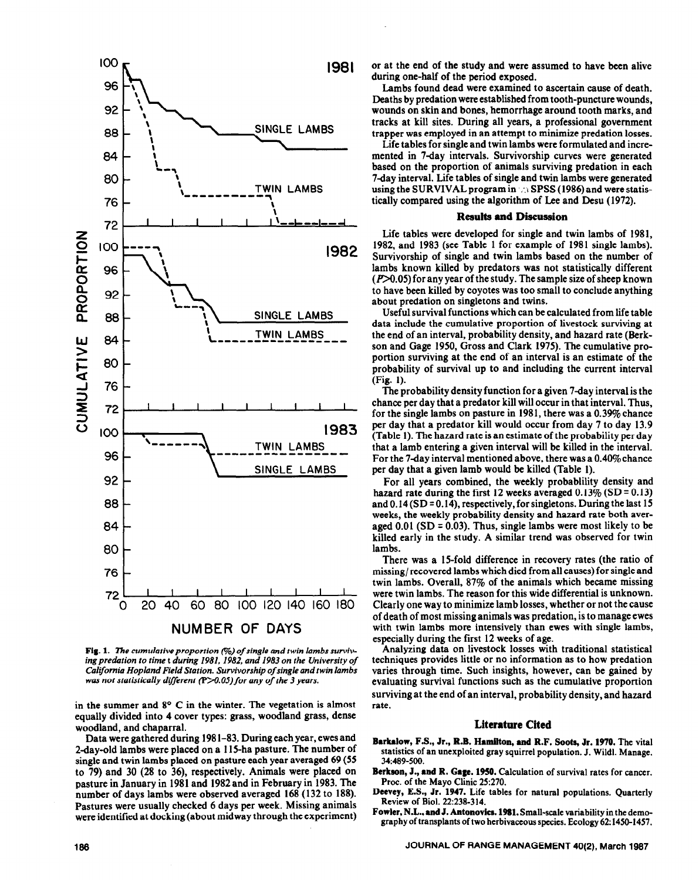**Fig. 1.** *The cumulative proportion (%) of single and twin lambs surviving predation to time t during 1981, 1982, and 1983 on the University of California Hopland Field Station. Survivorship of single and twin lambs was not statistically different (P>0.05) for any of the 3 years.*

in the summer and 8° C in the winter. The vegetation is almost equally divided into 4 cover types: grass, woodland grass, dense woodland, and chaparral.

Data were gathered during 1981–83. During each year, ewes and 2-day-old lambs were placed on a 115-ha pasture. The number of single and twin lambs placed on pasture each year averaged 69 (55 to 79) and 30 (28 to 36), respectively. Animals were placed on pasture in January in 1981 and 1982 and in February in 1983. The number of days lambs were observed averaged 168 (132 to 188). Pastures were usually checked 6 days per week. Missing animals were identified at docking (about midway through the experiment) or at the end of the study and were assumed to have been alive during one-half of the period exposed.

Lambs found dead were examined to ascertain cause of death. Deaths by predation were established from tooth-puncture wounds, wounds on skin and bones, hemorrhage around tooth marks, and tracks at kill sites. During all years, a professional government trapper was employed in an attempt to minimize predation losses.

Life tables for single and twin lambs were formulated and incremented in 7-day intervals. Survivorship curves were generated based on the proportion of animals surviving predation in each 7-day interval. Life tables of single and twin lambs were generated using the SURVIVAL program in SPSS (1986) and were statistically compared using the algorithm of Lee and Desu (1972).

## Results and Discussion

Life tables were developed for single and twin lambs of 1981, 1982, and 1983 (see Table 1 for example of 1981 single lambs). Survivorship of single and twin lambs based on the number of lambs known killed by predators was not statistically different ($P>0.05$) for any year of the study. The sample size of sheep known to have been killed by coyotes was too small to conclude anything about predation on singletons and twins.

Useful survival functions which can be calculated from life table data include the cumulative proportion of livestock surviving at the end of an interval, probability density, and hazard rate (Berkson and Gage 1950, Gross and Clark 1975). The cumulative proportion surviving at the end of an interval is an estimate of the probability of survival up to and including the current interval (Fig. 1).

The probability density function for a given 7-day interval is the chance per day that a predator kill will occur in that interval. Thus, for the single lambs on pasture in 1981, there was a 0.39% chance per day that a predator kill would occur from day 7 to day 13.9 (Table 1). The hazard rate is an estimate of the probability per day that a lamb entering a given interval will be killed in the interval. For the 7-day interval mentioned above, there was a 0.40% chance per day that a given lamb would be killed (Table 1).

For all years combined, the weekly probablility density and hazard rate during the first 12 weeks averaged 0.13% (SD = 0.13) and 0.14 (SD = 0.14), respectively, for singletons. During the last 15 weeks, the weekly probability density and hazard rate both averaged 0.01 (SD = 0.03). Thus, single lambs were most likely to be killed early in the study. A similar trend was observed for twin lambs.

There was a 15-fold difference in recovery rates (the ratio of missing/recovered lambs which died from all causes) for single and twin lambs. Overall, 87% of the animals which became missing were twin lambs. The reason for this wide differential is unknown. Clearly one way to minimize lamb losses, whether or not the cause of death of most missing animals was predation, is to manage ewes with twin lambs more intensively than ewes with single lambs, especially during the first 12 weeks of age.

Analyzing data on livestock losses with traditional statistical techniques provides little or no information as to how predation varies through time. Such insights, however, can be gained by evaluating survival functions such as the cumulative proportion surviving at the end of an interval, probability density, and hazard rate.

## Literature Cited

**Barkalow, F.S., Jr., R.B. Hamilton, and R.F. Soots, Jr. 1970.** The vital statistics of an unexploited gray squirrel population. J. Wildl. Manage. 34:489-500.

**Berkson, J., and R. Gage. 1950.** Calculation of survival rates for cancer. Proc. of the Mayo Clinic 25:270.

**Deevey, E.S., Jr. 1947.** Life tables for natural populations. Quarterly Review of Biol. 22:238-314.

**Fowler, N.L., and J. Antonovics. 1981.** Small-scale variability in the demography of transplants of two herbivaceous species. Ecology 62:1450-1457.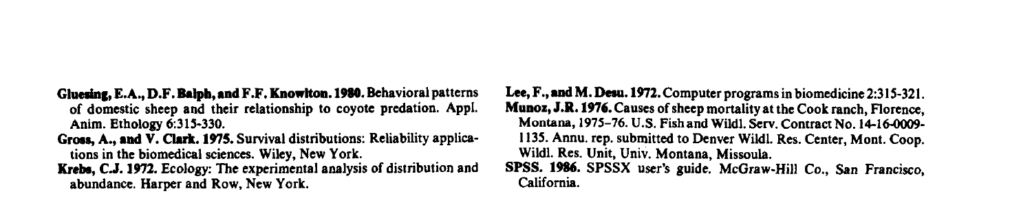**Gluesing, E.A., D.F. Balph, and F.F. Knowlton. 1980.** Behavioral patterns of domestic sheep and their relationship to coyote predation. Appl. Anim. Ethology 6:315-330.

**Gross, A., and V. Clark. 1975.** Survival distributions: Reliability applications in the biomedical sciences. Wiley, New York.

**Krebs, C.J. 1972.** Ecology: The experimental analysis of distribution and abundance. Harper and Row, New York.

**Lee, F., and M. Desu. 1972.** Computer programs in biomedicine 2:315-321.

**Munoz, J.R. 1976.** Causes of sheep mortality at the Cook ranch, Florence, Montana, 1975-76. U.S. Fish and Wildl. Serv. Contract No. 14-16-0009-1135. Annu. rep. submitted to Denver Wildl. Res. Center, Mont. Coop. Wildl. Res. Unit, Univ. Montana, Missoula.

**SPSS. 1986.** SPSSX user's guide. McGraw-Hill Co., San Francisco, California.